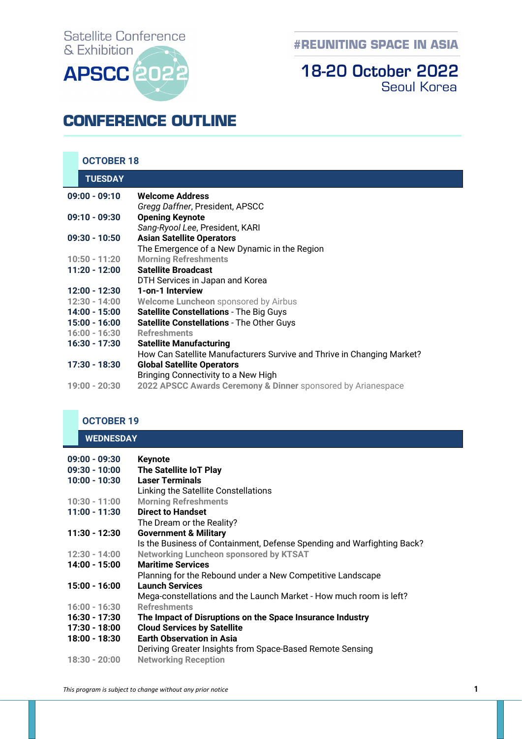Satellite Conference & Exhibition

# APSCC 2022

#REUNITING SPACE IN ASIA

**18-20 October 2022**
Seoul Korea

## CONFERENCE OUTLINE

### OCTOBER 18

**TUESDAY**

| | |
|---|---|
| **09:00 - 09:10** | **Welcome Address**<br>*Gregg Daffner*, President, APSCC |
| **09:10 - 09:30** | **Opening Keynote**<br>*Sang-Ryool Lee*, President, KARI |
| **09:30 - 10:50** | **Asian Satellite Operators**<br>The Emergence of a New Dynamic in the Region |
| 10:50 - 11:20 | Morning Refreshments |
| **11:20 - 12:00** | **Satellite Broadcast**<br>DTH Services in Japan and Korea |
| **12:00 - 12:30** | **1-on-1 Interview** |
| 12:30 - 14:00 | Welcome Luncheon sponsored by Airbus |
| **14:00 - 15:00** | **Satellite Constellations** - The Big Guys |
| **15:00 - 16:00** | **Satellite Constellations** - The Other Guys |
| 16:00 - 16:30 | Refreshments |
| **16:30 - 17:30** | **Satellite Manufacturing**<br>How Can Satellite Manufacturers Survive and Thrive in Changing Market? |
| **17:30 - 18:30** | **Global Satellite Operators**<br>Bringing Connectivity to a New High |
| 19:00 - 20:30 | 2022 APSCC Awards Ceremony & Dinner sponsored by Arianespace |

### OCTOBER 19

**WEDNESDAY**

| | |
|---|---|
| **09:00 - 09:30** | **Keynote** |
| **09:30 - 10:00** | **The Satellite IoT Play** |
| **10:00 - 10:30** | **Laser Terminals**<br>Linking the Satellite Constellations |
| 10:30 - 11:00 | Morning Refreshments |
| **11:00 - 11:30** | **Direct to Handset**<br>The Dream or the Reality? |
| **11:30 - 12:30** | **Government & Military**<br>Is the Business of Containment, Defense Spending and Warfighting Back? |
| 12:30 - 14:00 | Networking Luncheon sponsored by KTSAT |
| **14:00 - 15:00** | **Maritime Services**<br>Planning for the Rebound under a New Competitive Landscape |
| **15:00 - 16:00** | **Launch Services**<br>Mega-constellations and the Launch Market - How much room is left? |
| 16:00 - 16:30 | Refreshments |
| **16:30 - 17:30** | **The Impact of Disruptions on the Space Insurance Industry** |
| **17:30 - 18:00** | **Cloud Services by Satellite** |
| **18:00 - 18:30** | **Earth Observation in Asia**<br>Deriving Greater Insights from Space-Based Remote Sensing |
| 18:30 - 20:00 | Networking Reception |

*This program is subject to change without any prior notice*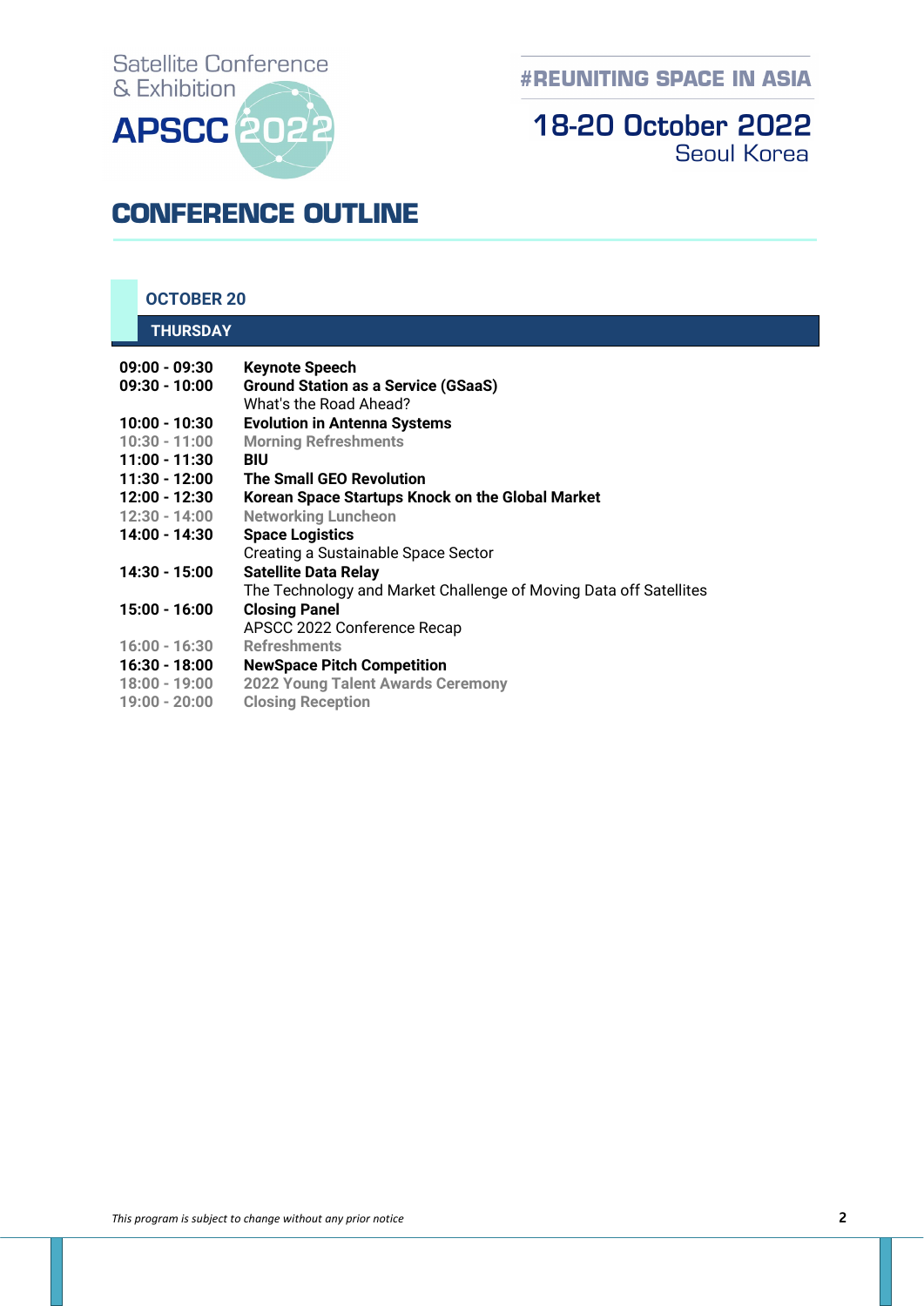Satellite Conference & Exhibition

APSCC 2022

#REUNITING SPACE IN ASIA

18-20 October 2022
Seoul Korea

# CONFERENCE OUTLINE

## OCTOBER 20

### THURSDAY

| | |
|---|---|
| **09:00 - 09:30** | **Keynote Speech** |
| **09:30 - 10:00** | **Ground Station as a Service (GSaaS)**<br>What's the Road Ahead? |
| **10:00 - 10:30** | **Evolution in Antenna Systems** |
| 10:30 - 11:00 | Morning Refreshments |
| **11:00 - 11:30** | **BIU** |
| **11:30 - 12:00** | **The Small GEO Revolution** |
| **12:00 - 12:30** | **Korean Space Startups Knock on the Global Market** |
| 12:30 - 14:00 | Networking Luncheon |
| **14:00 - 14:30** | **Space Logistics**<br>Creating a Sustainable Space Sector |
| **14:30 - 15:00** | **Satellite Data Relay**<br>The Technology and Market Challenge of Moving Data off Satellites |
| **15:00 - 16:00** | **Closing Panel**<br>APSCC 2022 Conference Recap |
| 16:00 - 16:30 | Refreshments |
| **16:30 - 18:00** | **NewSpace Pitch Competition** |
| 18:00 - 19:00 | 2022 Young Talent Awards Ceremony |
| 19:00 - 20:00 | Closing Reception |

*This program is subject to change without any prior notice*